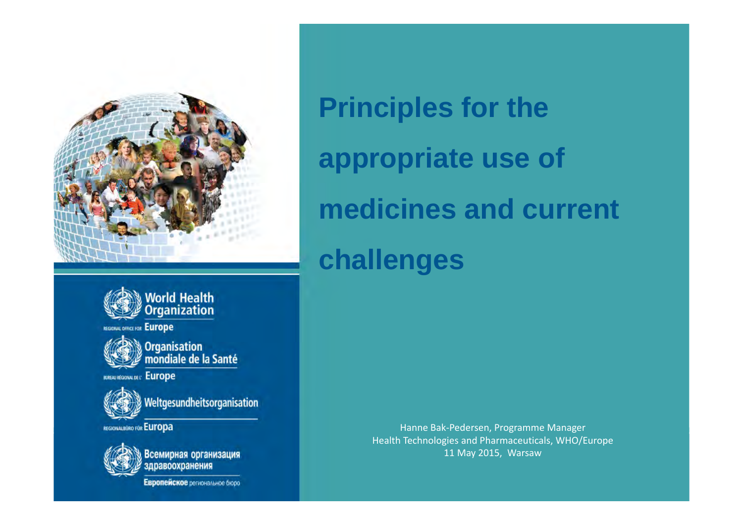# Principles for the appropriate use of medicines and current challenges

World Health Organization

REGIONAL OFFICE FOR Europe

Organisation mondiale de la Santé

BUREAU RÉGIONAL DE L' Europe

Weltgesundheitsorganisation

REGIONALBÜRO FÜR Europa

Всемирная организация здравоохранения

Европейское региональное бюро

Hanne Bak-Pedersen, Programme Manager
Health Technologies and Pharmaceuticals, WHO/Europe
11 May 2015, Warsaw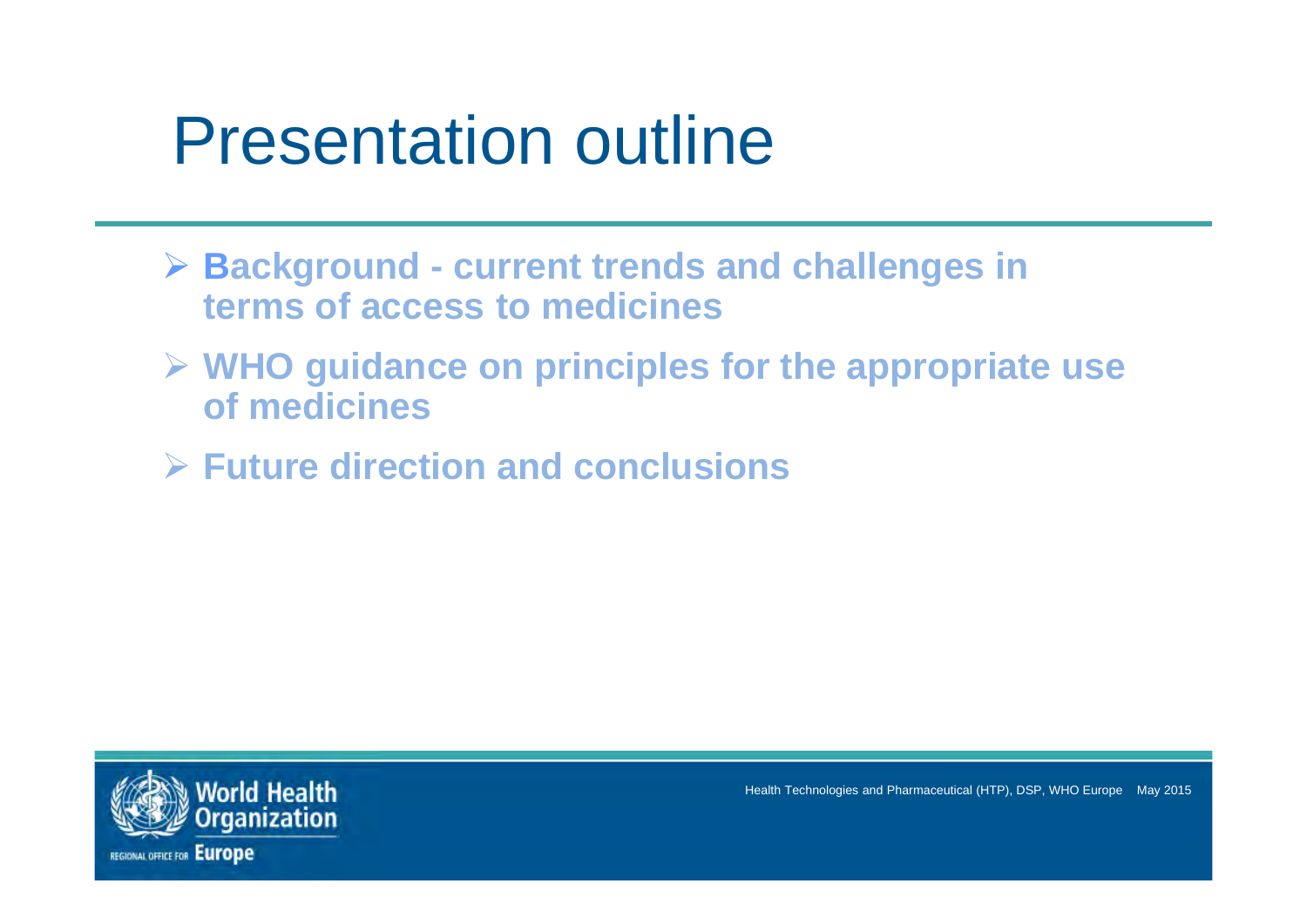# Presentation outline

- **Background - current trends and challenges in terms of access to medicines**
- **WHO guidance on principles for the appropriate use of medicines**
- **Future direction and conclusions**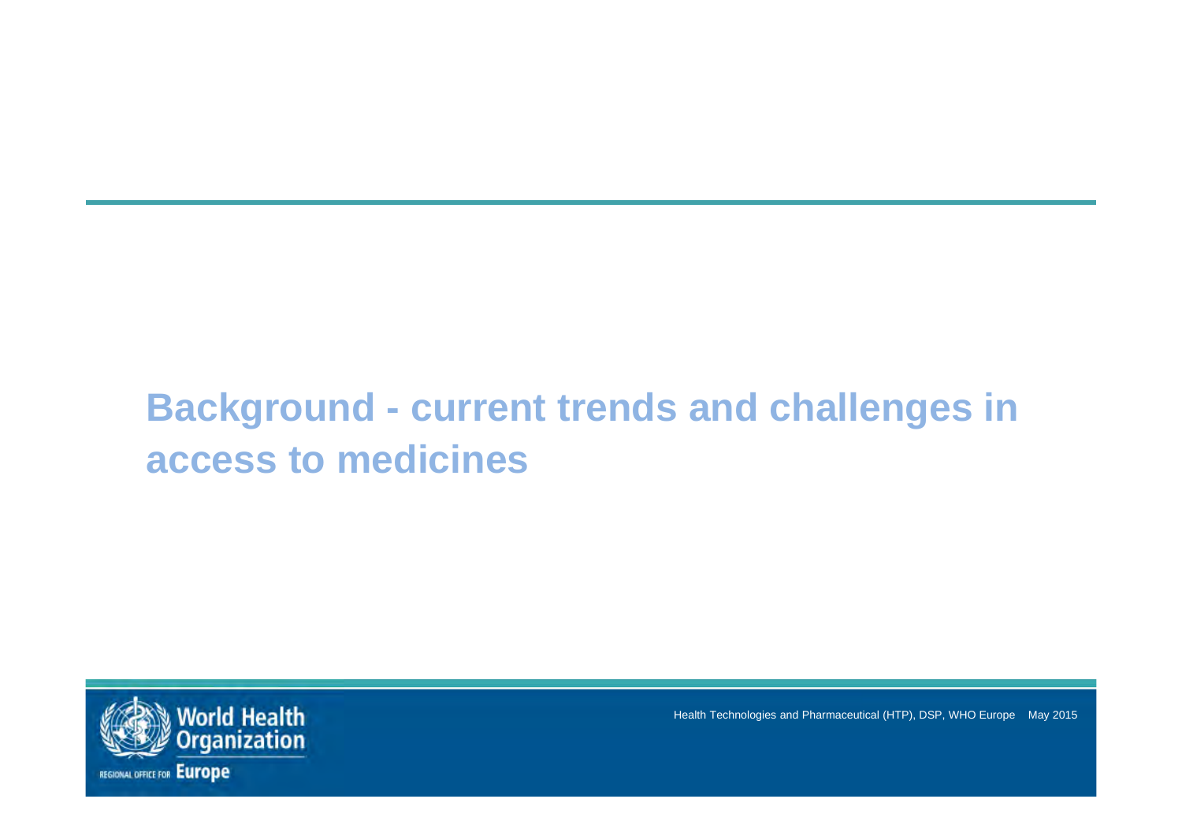# Background - current trends and challenges in access to medicines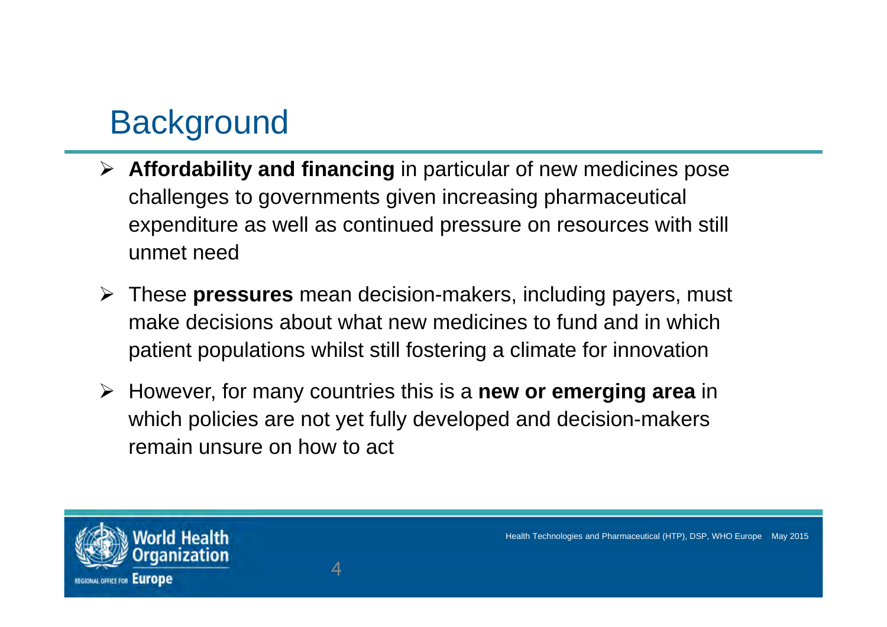# Background

- **Affordability and financing** in particular of new medicines pose challenges to governments given increasing pharmaceutical expenditure as well as continued pressure on resources with still unmet need
- These **pressures** mean decision-makers, including payers, must make decisions about what new medicines to fund and in which patient populations whilst still fostering a climate for innovation
- However, for many countries this is a **new or emerging area** in which policies are not yet fully developed and decision-makers remain unsure on how to act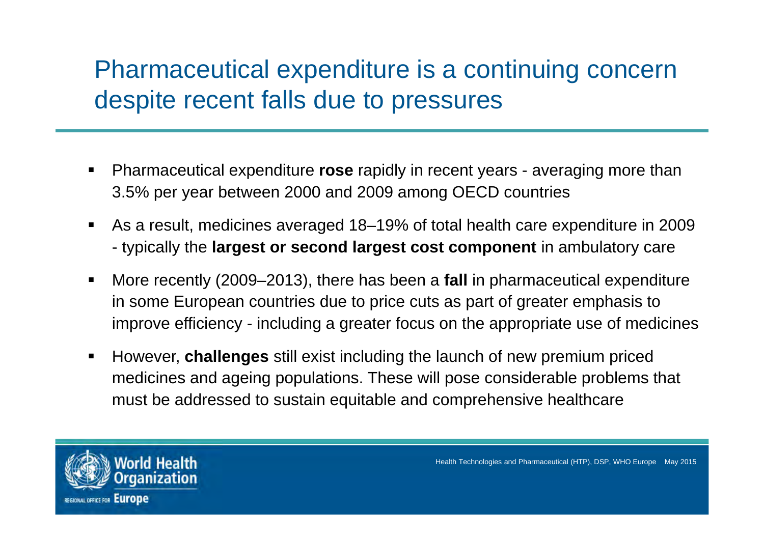# Pharmaceutical expenditure is a continuing concern despite recent falls due to pressures

- Pharmaceutical expenditure **rose** rapidly in recent years - averaging more than 3.5% per year between 2000 and 2009 among OECD countries
- As a result, medicines averaged 18–19% of total health care expenditure in 2009 - typically the **largest or second largest cost component** in ambulatory care
- More recently (2009–2013), there has been a **fall** in pharmaceutical expenditure in some European countries due to price cuts as part of greater emphasis to improve efficiency - including a greater focus on the appropriate use of medicines
- However, **challenges** still exist including the launch of new premium priced medicines and ageing populations. These will pose considerable problems that must be addressed to sustain equitable and comprehensive healthcare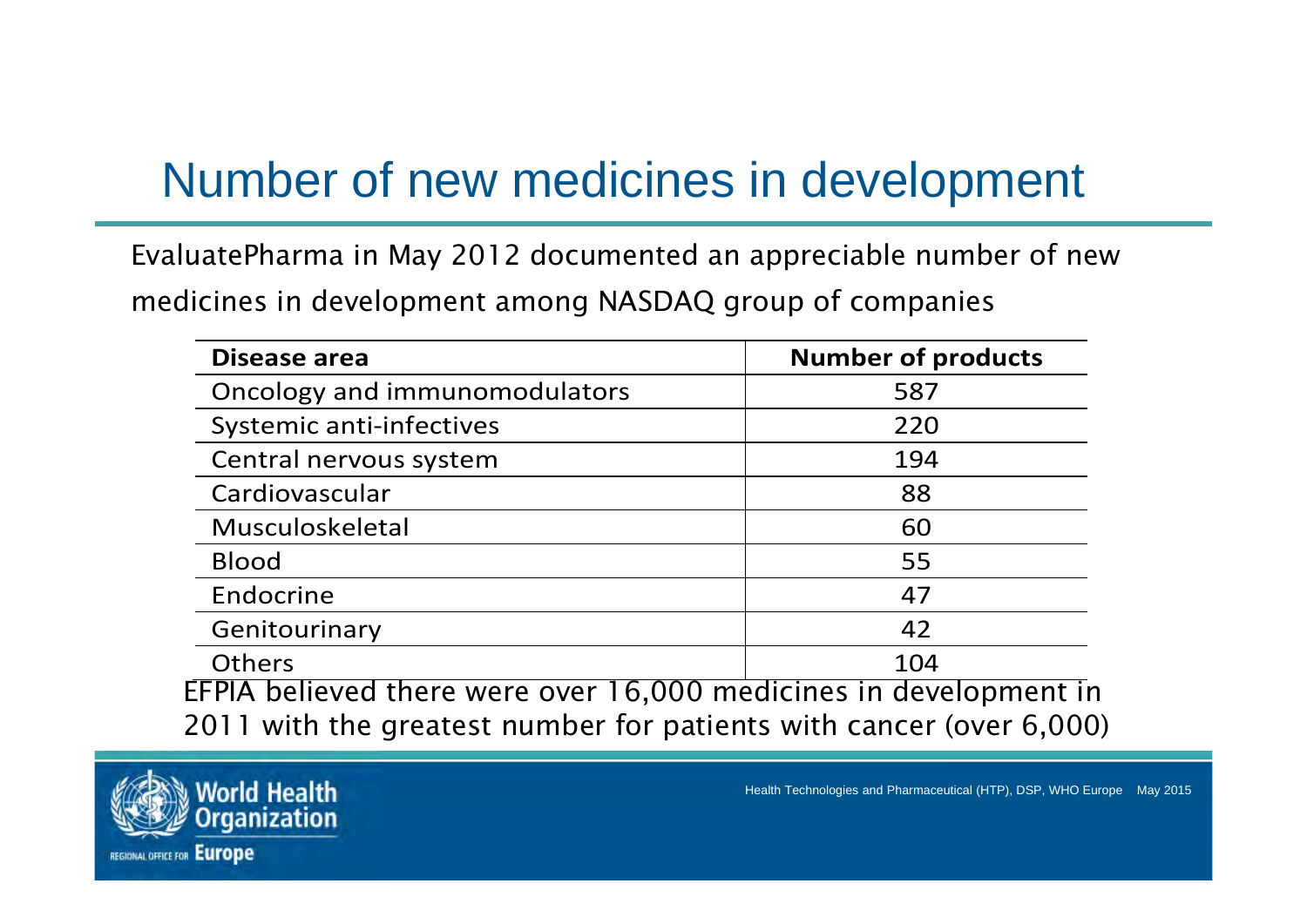# Number of new medicines in development

EvaluatePharma in May 2012 documented an appreciable number of new medicines in development among NASDAQ group of companies

| Disease area | Number of products |
|---|---|
| Oncology and immunomodulators | 587 |
| Systemic anti-infectives | 220 |
| Central nervous system | 194 |
| Cardiovascular | 88 |
| Musculoskeletal | 60 |
| Blood | 55 |
| Endocrine | 47 |
| Genitourinary | 42 |
| Others | 104 |

EFPIA believed there were over 16,000 medicines in development in 2011 with the greatest number for patients with cancer (over 6,000)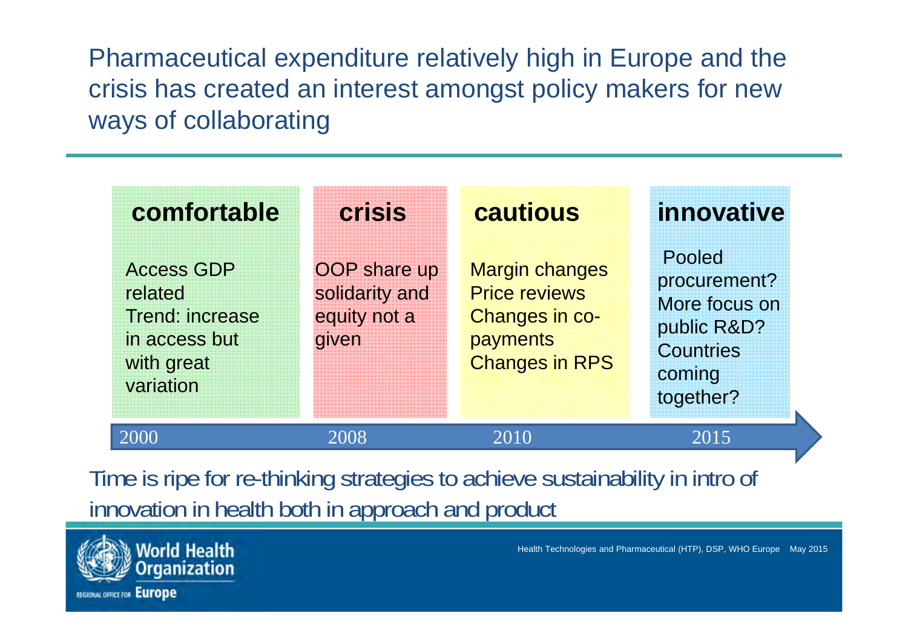# Pharmaceutical expenditure relatively high in Europe and the crisis has created an interest amongst policy makers for new ways of collaborating

| comfortable | crisis | cautious | innovative |
| --- | --- | --- | --- |
| Access GDP related<br>Trend: increase in access but with great variation | OOP share up solidarity and equity not a given | Margin changes<br>Price reviews<br>Changes in co-payments<br>Changes in RPS | Pooled procurement?<br>More focus on public R&D?<br>Countries coming together? |
| 2000 | 2008 | 2010 | 2015 |

Time is ripe for re-thinking strategies to achieve sustainability in intro of innovation in health both in approach and product

World Health Organization
REGIONAL OFFICE FOR Europe

Health Technologies and Pharmaceutical (HTP), DSP, WHO Europe May 2015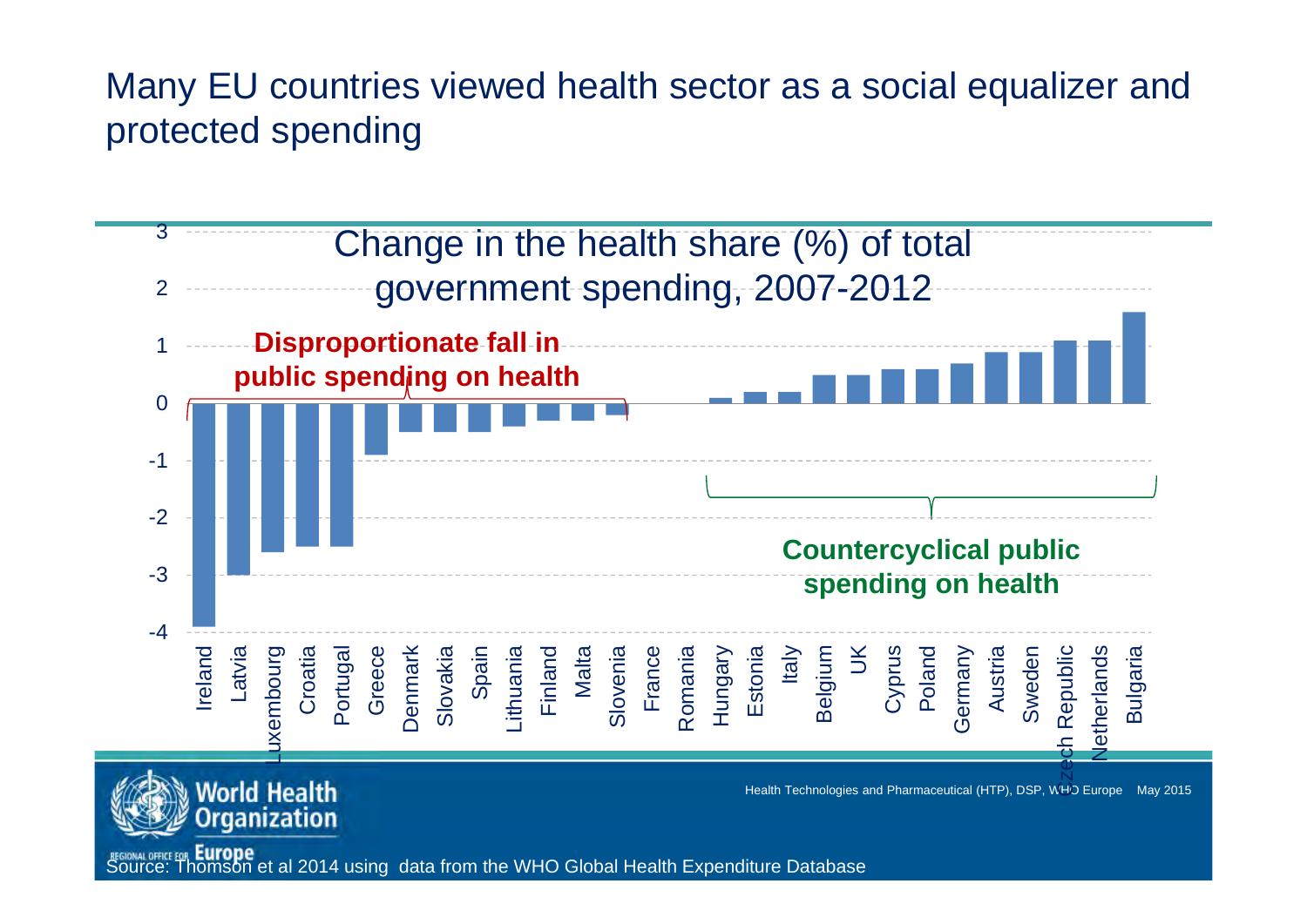# Many EU countries viewed health sector as a social equalizer and protected spending

**Change in the health share (%) of total government spending, 2007-2012**

**Disproportionate fall in public spending on health**

**Countercyclical public spending on health**

| Country | Change |
|---|---|
| Ireland | -3.9 |
| Latvia | -3.0 |
| Luxembourg | -2.6 |
| Croatia | -2.5 |
| Portugal | -2.5 |
| Greece | -0.9 |
| Denmark | -0.5 |
| Slovakia | -0.5 |
| Spain | -0.5 |
| Lithuania | -0.4 |
| Finland | -0.3 |
| Malta | -0.3 |
| Slovenia | -0.2 |
| France | 0 |
| Romania | 0 |
| Hungary | 0.1 |
| Estonia | 0.2 |
| Italy | 0.2 |
| Belgium | 0.5 |
| UK | 0.5 |
| Cyprus | 0.6 |
| Poland | 0.6 |
| Germany | 0.7 |
| Austria | 0.9 |
| Sweden | 0.9 |
| Czech Republic | 1.1 |
| Netherlands | 1.1 |
| Bulgaria | 1.6 |

Health Technologies and Pharmaceutical (HTP), DSP, WHO Europe May 2015

Source: Thomson et al 2014 using data from the WHO Global Health Expenditure Database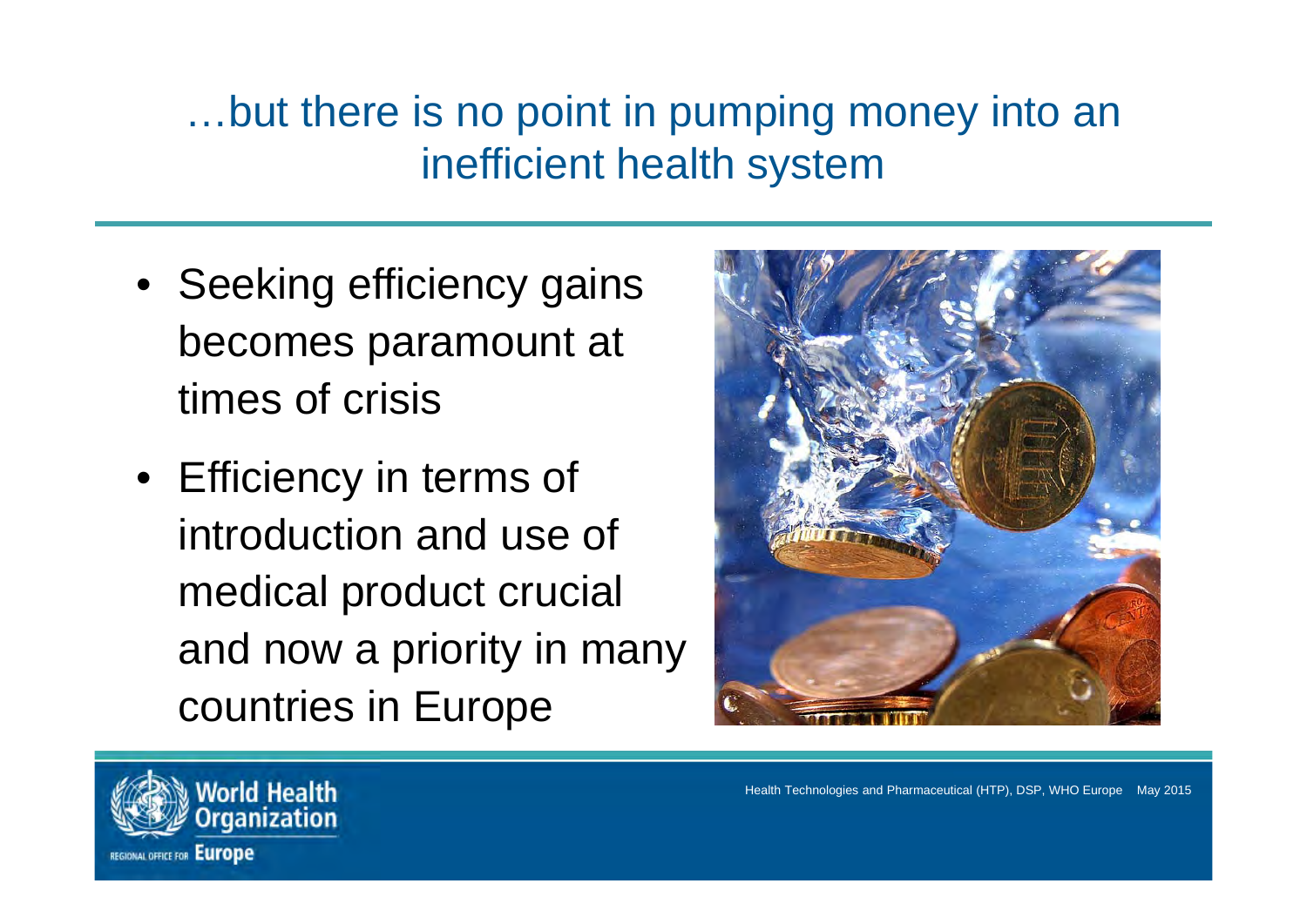# …but there is no point in pumping money into an inefficient health system

- Seeking efficiency gains becomes paramount at times of crisis
- Efficiency in terms of introduction and use of medical product crucial and now a priority in many countries in Europe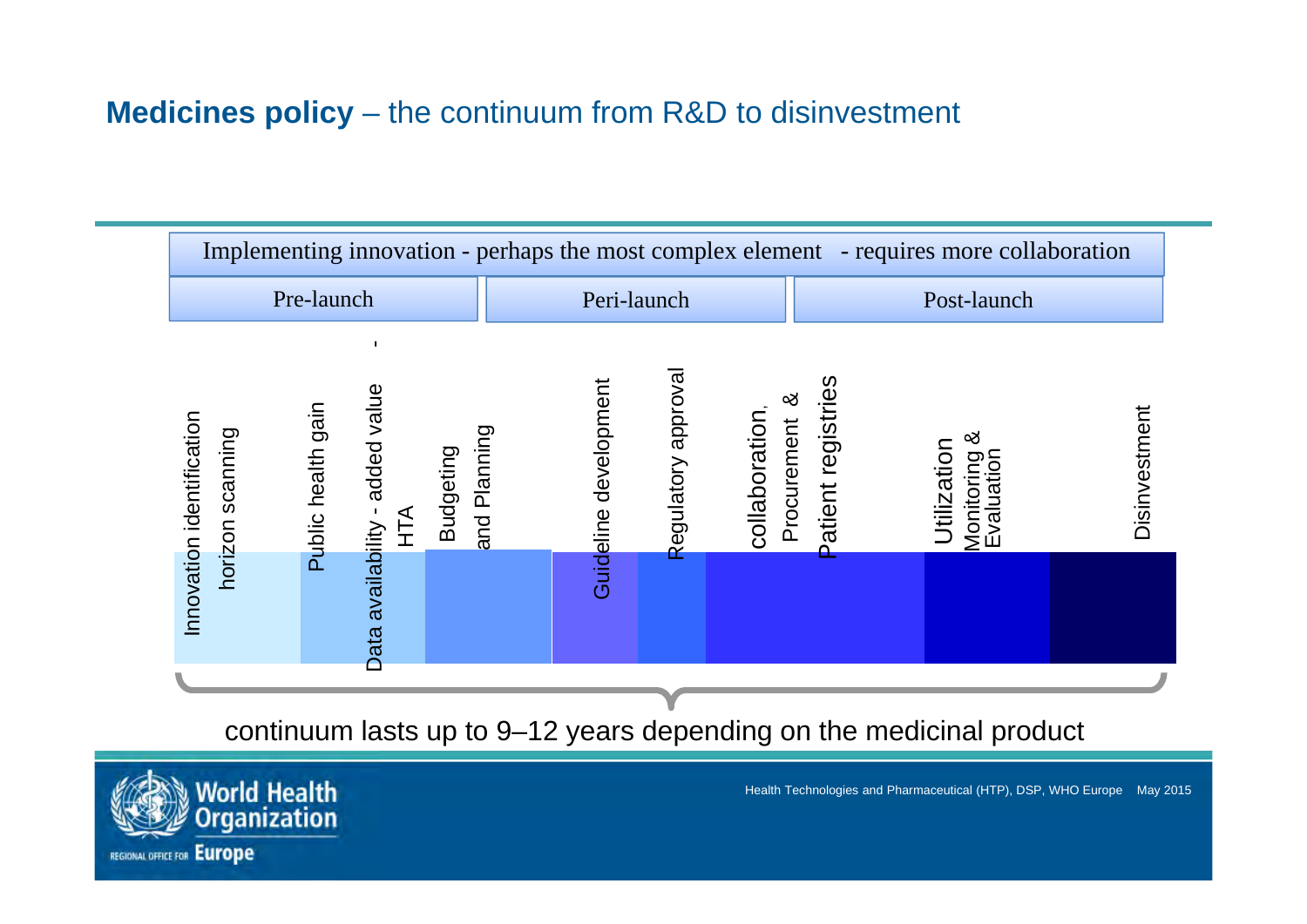# **Medicines policy** – the continuum from R&D to disinvestment

Implementing innovation - perhaps the most complex element - requires more collaboration

| Pre-launch | Peri-launch | Post-launch |
|---|---|---|

- Innovation identification horizon scanning
- Public health gain
- Data availability - added value - HTA
- Budgeting and Planning
- Guideline development
- Regulatory approval
- Procurement & collaboration,
- Patient registries
- Utilization Monitoring & Evaluation
- Disinvestment

continuum lasts up to 9–12 years depending on the medicinal product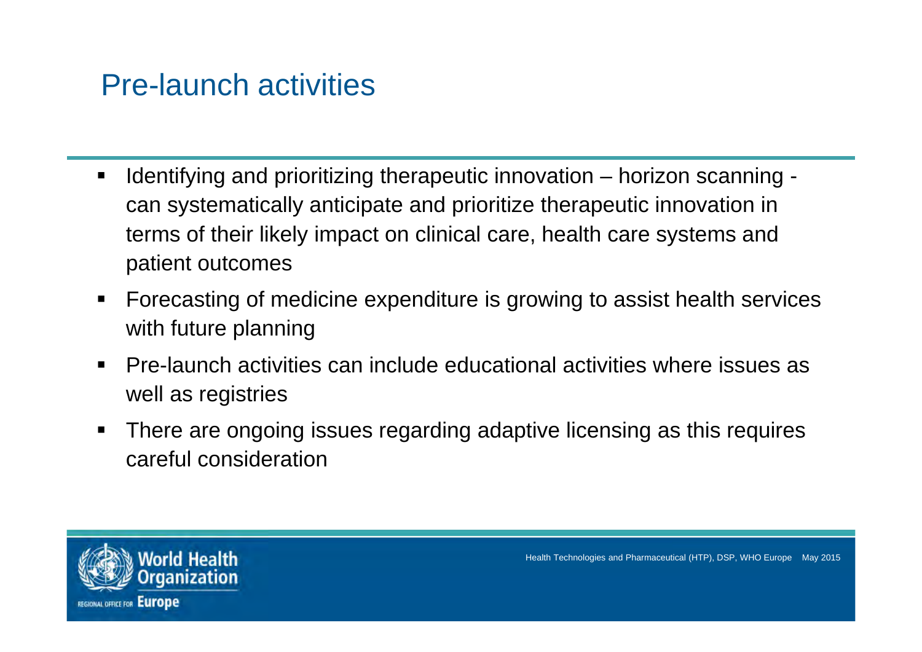# Pre-launch activities

- Identifying and prioritizing therapeutic innovation – horizon scanning - can systematically anticipate and prioritize therapeutic innovation in terms of their likely impact on clinical care, health care systems and patient outcomes
- Forecasting of medicine expenditure is growing to assist health services with future planning
- Pre-launch activities can include educational activities where issues as well as registries
- There are ongoing issues regarding adaptive licensing as this requires careful consideration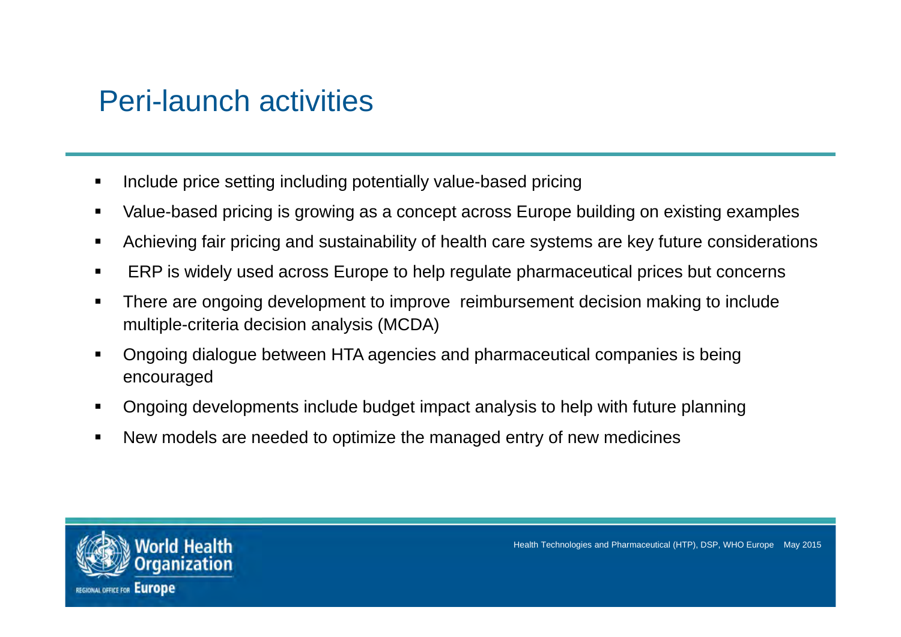# Peri-launch activities

- Include price setting including potentially value-based pricing
- Value-based pricing is growing as a concept across Europe building on existing examples
- Achieving fair pricing and sustainability of health care systems are key future considerations
- ERP is widely used across Europe to help regulate pharmaceutical prices but concerns
- There are ongoing development to improve reimbursement decision making to include multiple-criteria decision analysis (MCDA)
- Ongoing dialogue between HTA agencies and pharmaceutical companies is being encouraged
- Ongoing developments include budget impact analysis to help with future planning
- New models are needed to optimize the managed entry of new medicines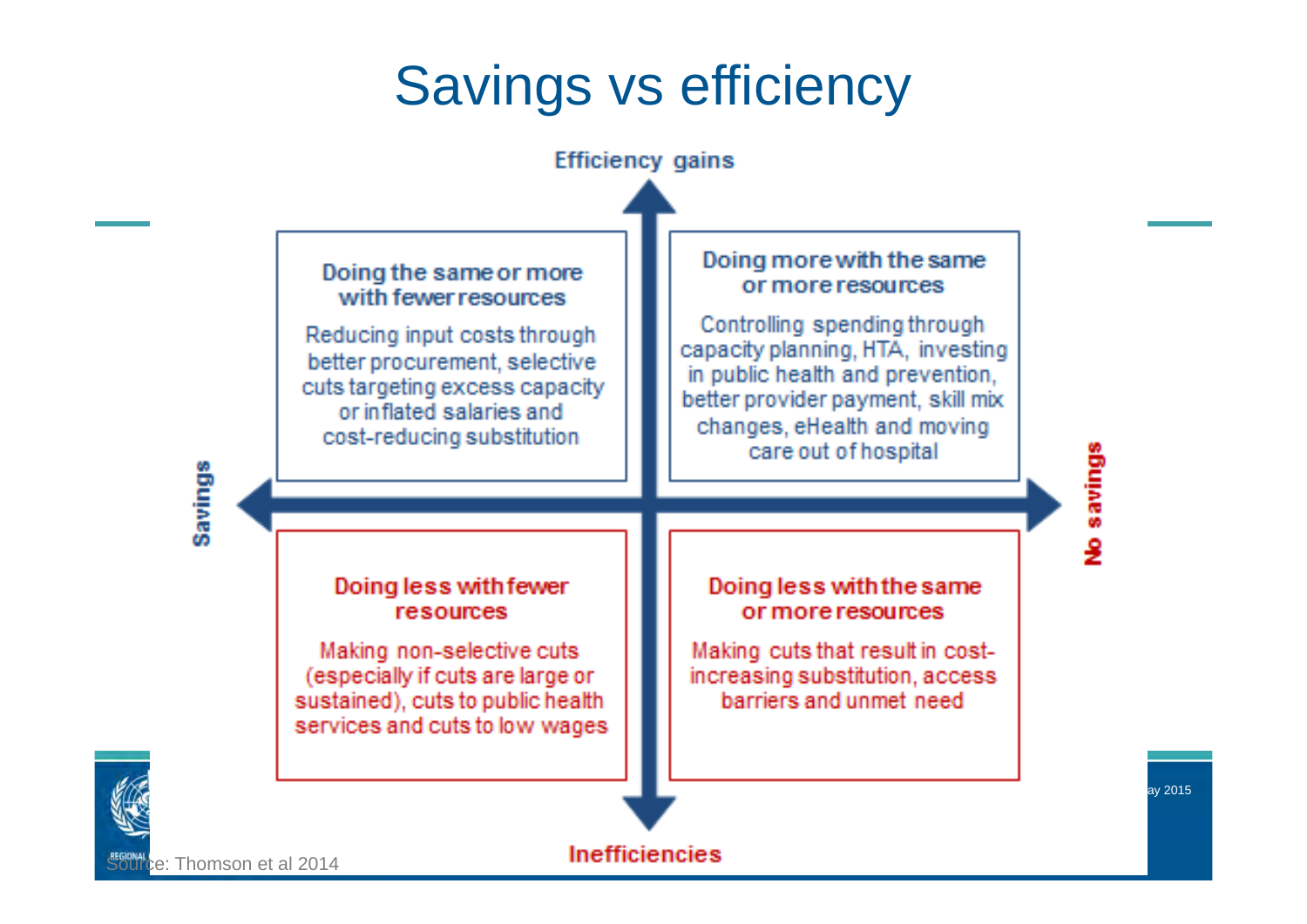# Savings vs efficiency

**Efficiency gains**

**Savings** ← → **No savings**

**Inefficiencies**

| | Savings | No savings |
|---|---|---|
| **Efficiency gains** | **Doing the same or more with fewer resources**<br>Reducing input costs through better procurement, selective cuts targeting excess capacity or inflated salaries and cost-reducing substitution | **Doing more with the same or more resources**<br>Controlling spending through capacity planning, HTA, investing in public health and prevention, better provider payment, skill mix changes, eHealth and moving care out of hospital |
| **Inefficiencies** | **Doing less with fewer resources**<br>Making non-selective cuts (especially if cuts are large or sustained), cuts to public health services and cuts to low wages | **Doing less with the same or more resources**<br>Making cuts that result in cost-increasing substitution, access barriers and unmet need |

Source: Thomson et al 2014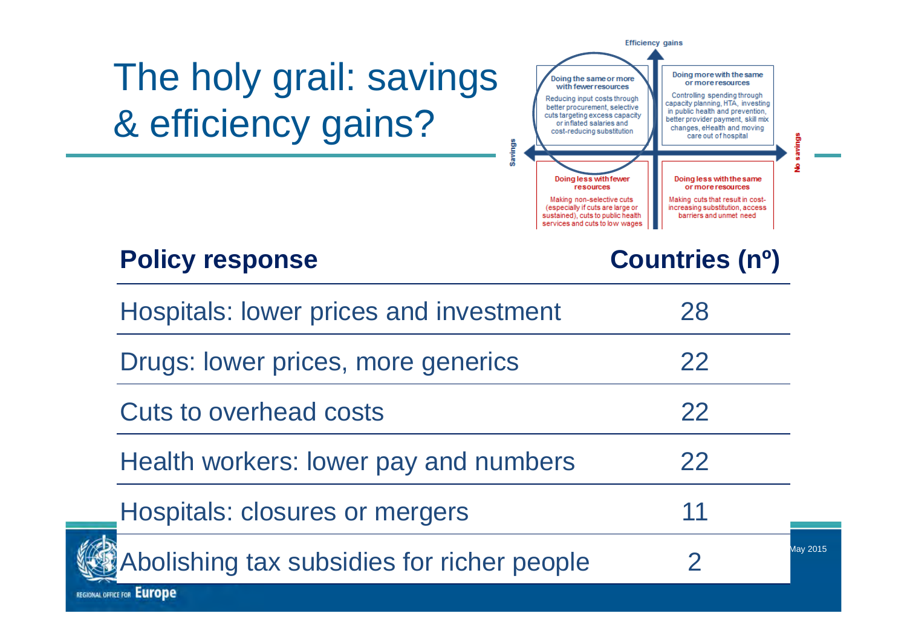# The holy grail: savings & efficiency gains?

Efficiency gains

| | Savings ← → No savings | |
|---|---|---|
| **Efficiency gains** | **Doing the same or more with fewer resources**<br>Reducing input costs through better procurement, selective cuts targeting excess capacity or inflated salaries and cost-reducing substitution | **Doing more with the same or more resources**<br>Controlling spending through capacity planning, HTA, investing in public health and prevention, better provider payment, skill mix changes, eHealth and moving care out of hospital |
| | **Doing less with fewer resources**<br>Making non-selective cuts (especially if cuts are large or sustained), cuts to public health services and cuts to low wages | **Doing less with the same or more resources**<br>Making cuts that result in cost-increasing substitution, access barriers and unmet need |

| Policy response | Countries (nº) |
|---|---|
| Hospitals: lower prices and investment | 28 |
| Drugs: lower prices, more generics | 22 |
| Cuts to overhead costs | 22 |
| Health workers: lower pay and numbers | 22 |
| Hospitals: closures or mergers | 11 |
| Abolishing tax subsidies for richer people | 2 |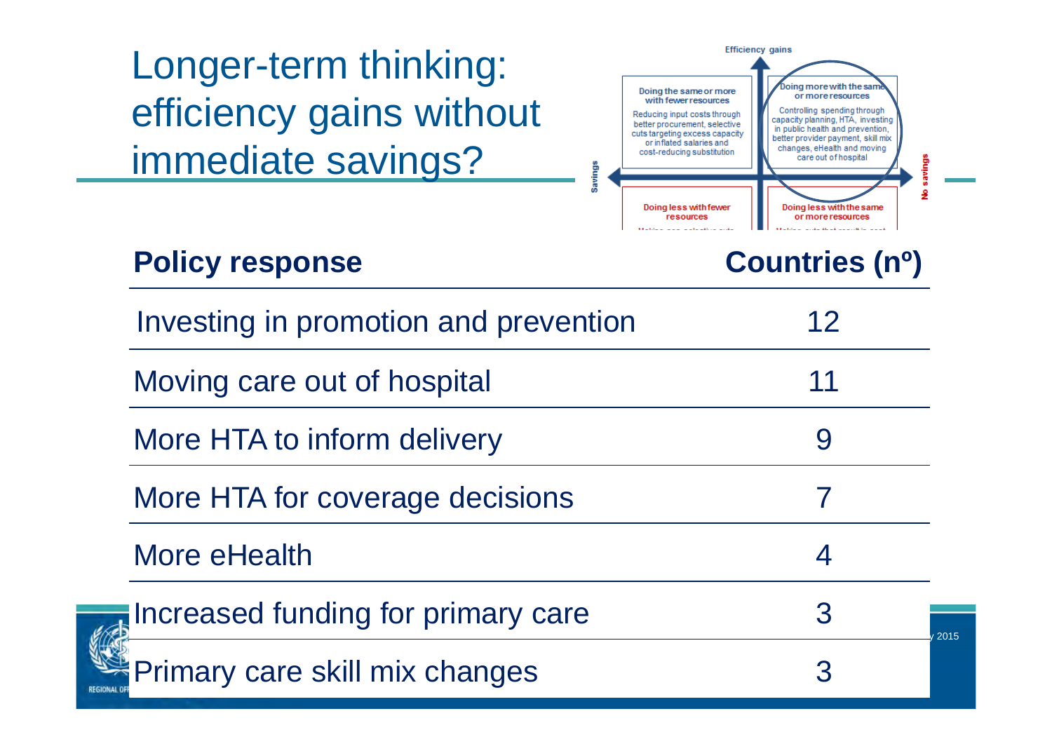# Longer-term thinking: efficiency gains without immediate savings?

Efficiency gains

| Doing the same or more with fewer resources | Doing more with the same or more resources |
| --- | --- |
| Reducing input costs through better procurement, selective cuts targeting excess capacity or inflated salaries and cost-reducing substitution | Controlling spending through capacity planning, HTA, investing in public health and prevention, better provider payment, skill mix changes, eHealth and moving care out of hospital |
| Doing less with fewer resources | Doing less with the same or more resources |

Savings — No savings

| Policy response | Countries (nº) |
| --- | --- |
| Investing in promotion and prevention | 12 |
| Moving care out of hospital | 11 |
| More HTA to inform delivery | 9 |
| More HTA for coverage decisions | 7 |
| More eHealth | 4 |
| Increased funding for primary care | 3 |
| Primary care skill mix changes | 3 |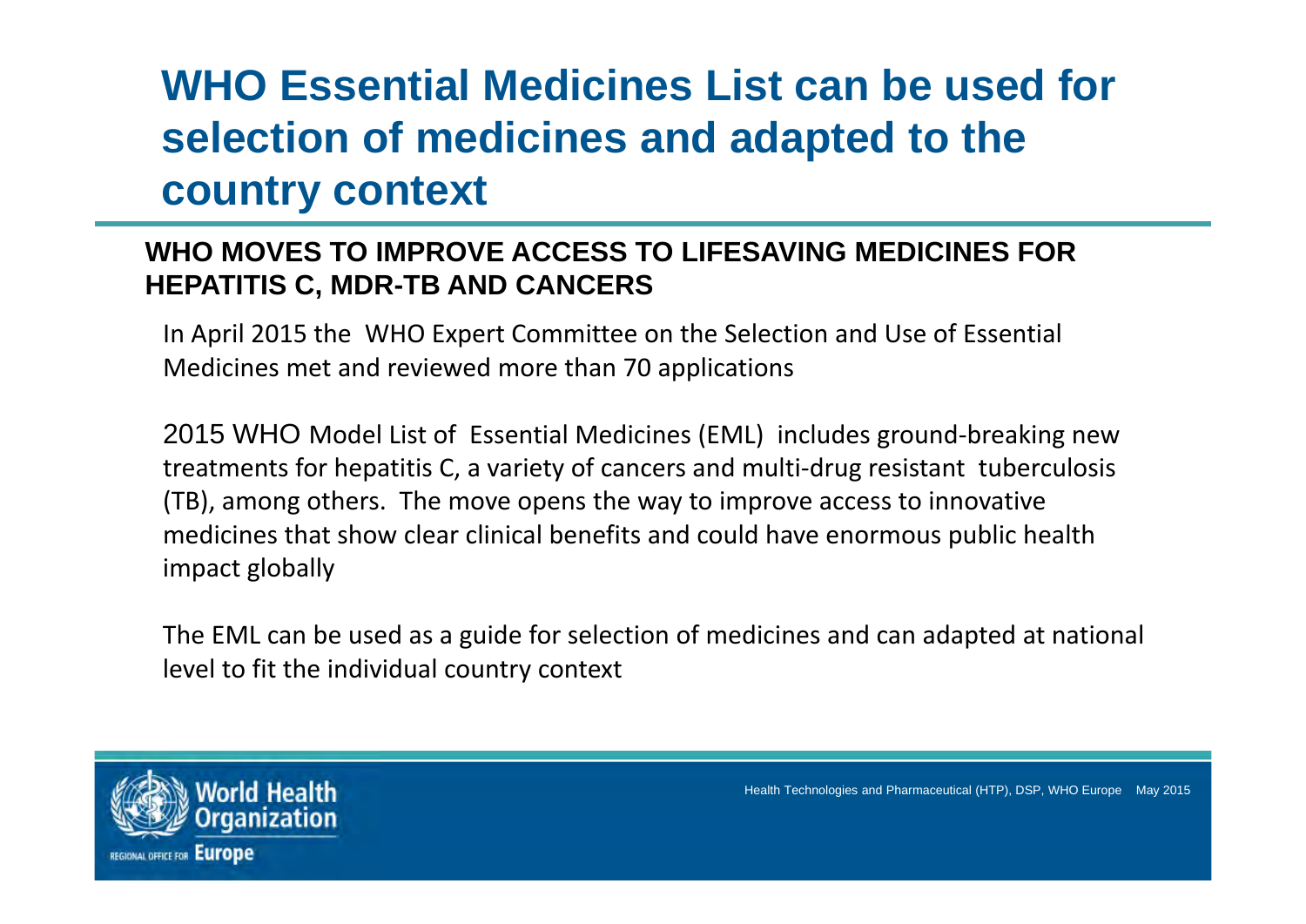# WHO Essential Medicines List can be used for selection of medicines and adapted to the country context

**WHO MOVES TO IMPROVE ACCESS TO LIFESAVING MEDICINES FOR HEPATITIS C, MDR-TB AND CANCERS**

In April 2015 the WHO Expert Committee on the Selection and Use of Essential Medicines met and reviewed more than 70 applications

2015 WHO Model List of Essential Medicines (EML) includes ground-breaking new treatments for hepatitis C, a variety of cancers and multi-drug resistant tuberculosis (TB), among others. The move opens the way to improve access to innovative medicines that show clear clinical benefits and could have enormous public health impact globally

The EML can be used as a guide for selection of medicines and can adapted at national level to fit the individual country context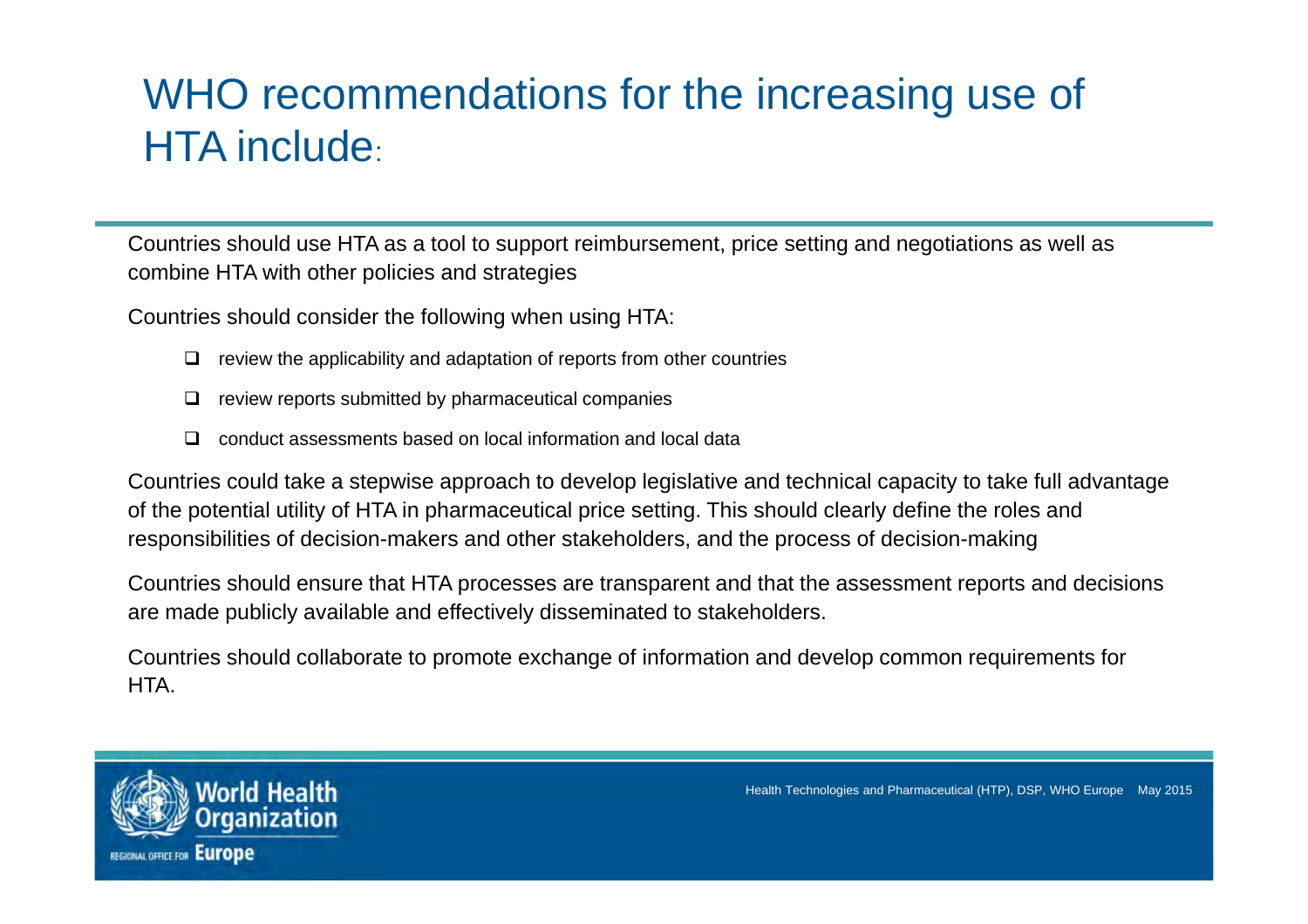# WHO recommendations for the increasing use of HTA include:

Countries should use HTA as a tool to support reimbursement, price setting and negotiations as well as combine HTA with other policies and strategies

Countries should consider the following when using HTA:

- review the applicability and adaptation of reports from other countries
- review reports submitted by pharmaceutical companies
- conduct assessments based on local information and local data

Countries could take a stepwise approach to develop legislative and technical capacity to take full advantage of the potential utility of HTA in pharmaceutical price setting. This should clearly define the roles and responsibilities of decision-makers and other stakeholders, and the process of decision-making

Countries should ensure that HTA processes are transparent and that the assessment reports and decisions are made publicly available and effectively disseminated to stakeholders.

Countries should collaborate to promote exchange of information and develop common requirements for HTA.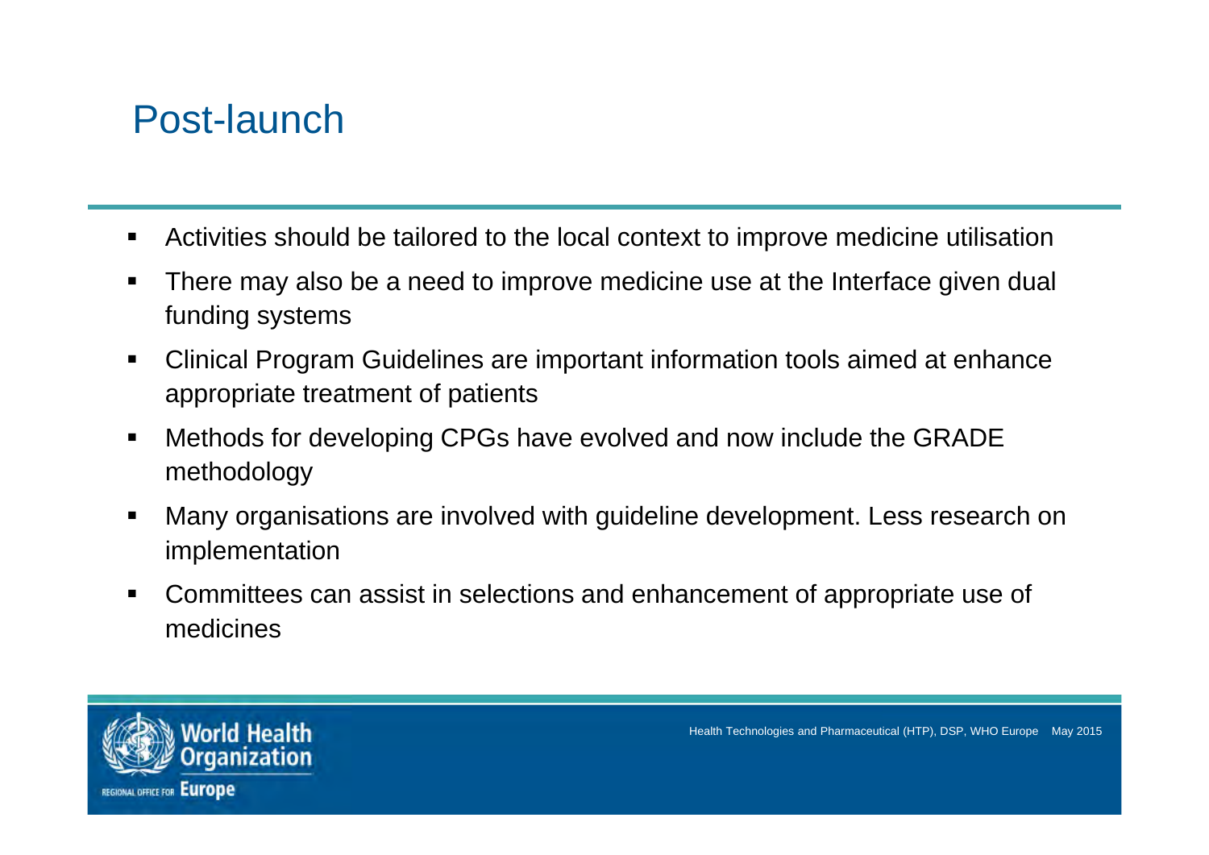# Post-launch

- Activities should be tailored to the local context to improve medicine utilisation
- There may also be a need to improve medicine use at the Interface given dual funding systems
- Clinical Program Guidelines are important information tools aimed at enhance appropriate treatment of patients
- Methods for developing CPGs have evolved and now include the GRADE methodology
- Many organisations are involved with guideline development. Less research on implementation
- Committees can assist in selections and enhancement of appropriate use of medicines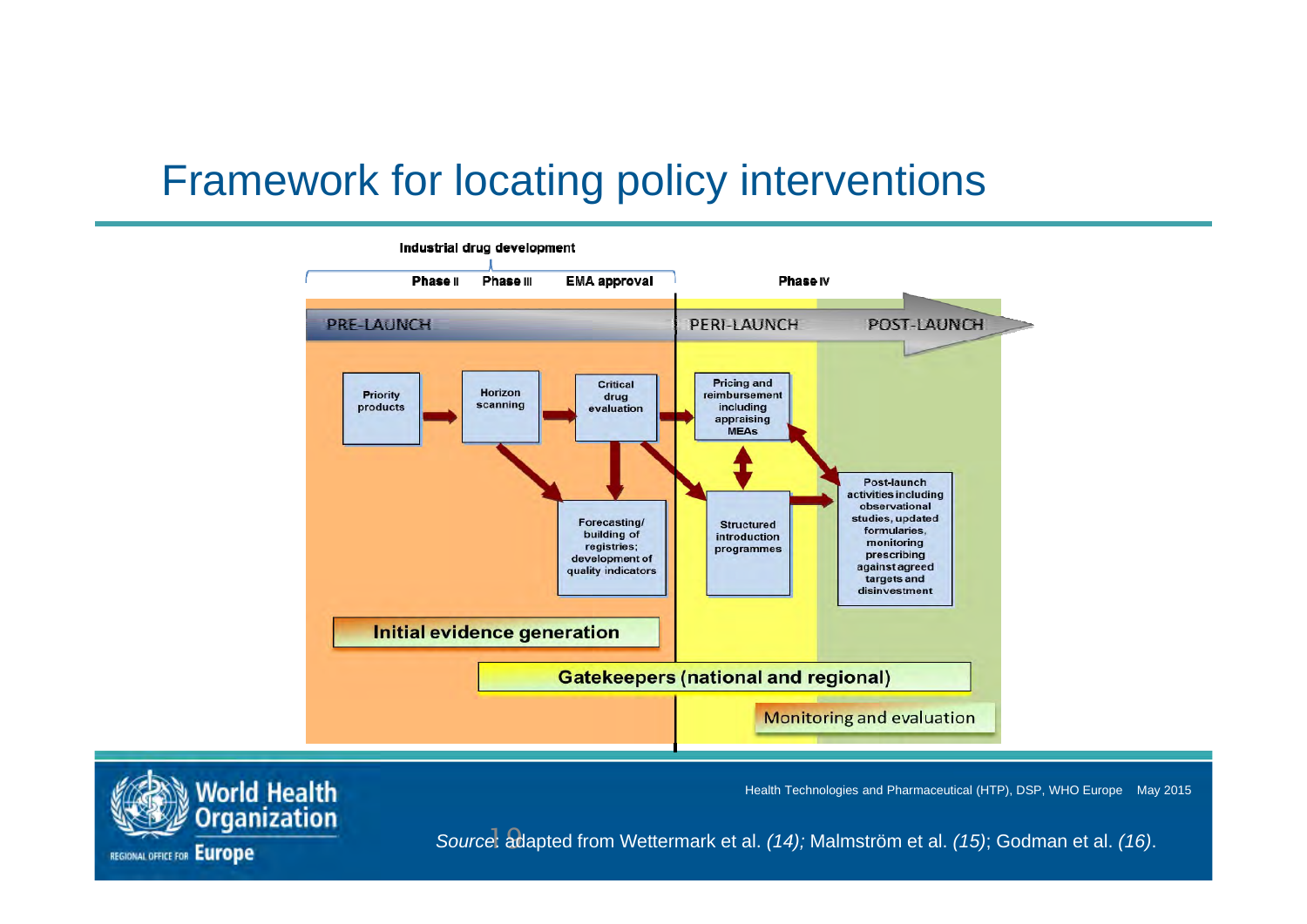# Framework for locating policy interventions

Industrial drug development

Phase II | Phase III | EMA approval | Phase IV

PRE-LAUNCH | PERI-LAUNCH | POST-LAUNCH

- Priority products
- Horizon scanning
- Critical drug evaluation
- Forecasting/ building of registries; development of quality indicators
- Pricing and reimbursement including appraising MEAs
- Structured introduction programmes
- Post-launch activities including observational studies, updated formularies, monitoring prescribing against agreed targets and disinvestment

**Initial evidence generation**

**Gatekeepers (national and regional)**

Monitoring and evaluation

*Source*: adapted from Wettermark et al. *(14);* Malmström et al. *(15)*; Godman et al. *(16)*.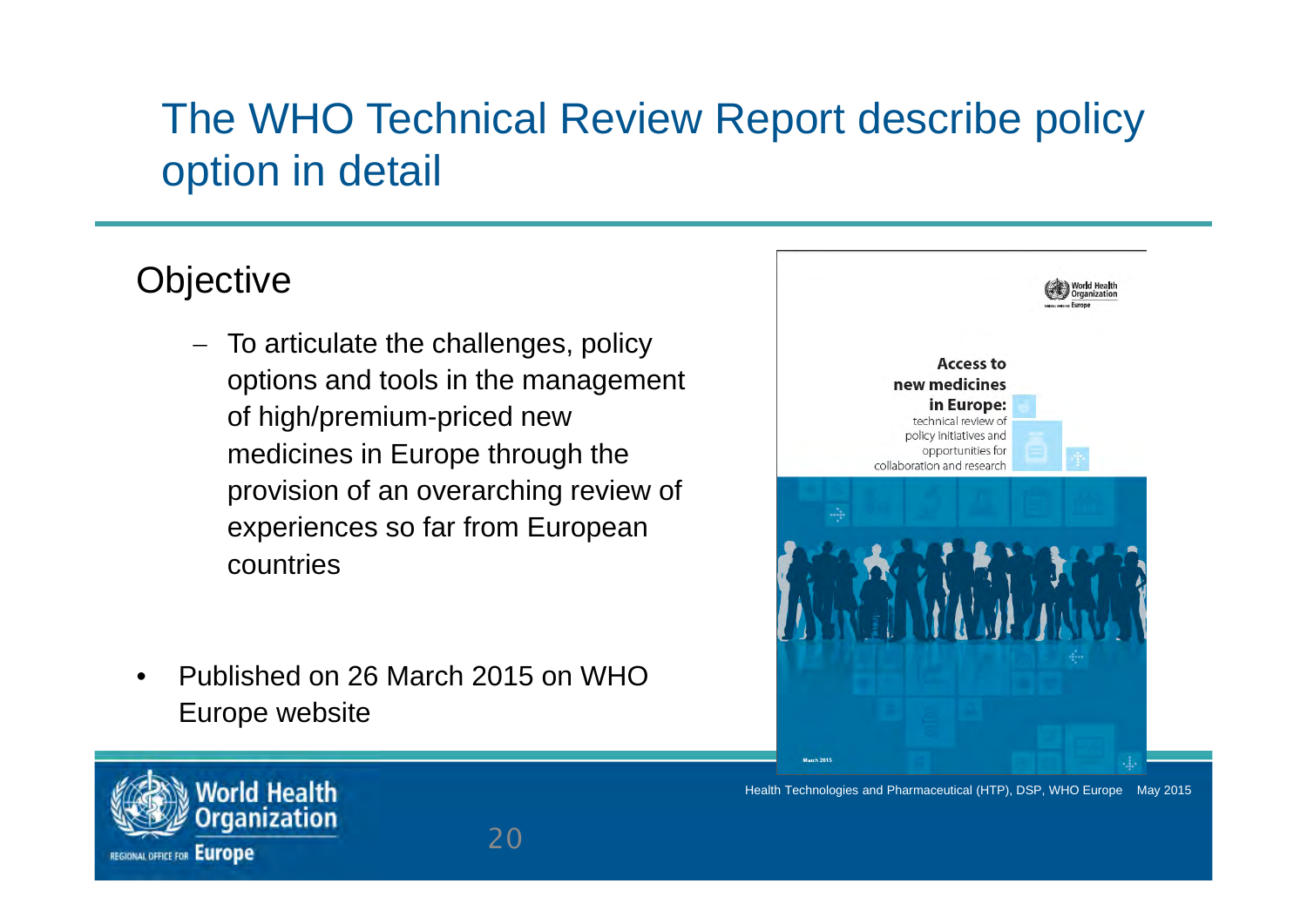# The WHO Technical Review Report describe policy option in detail

## Objective

- To articulate the challenges, policy options and tools in the management of high/premium-priced new medicines in Europe through the provision of an overarching review of experiences so far from European countries

- Published on 26 March 2015 on WHO Europe website

Access to new medicines in Europe: technical review of policy initiatives and opportunities for collaboration and research

March 2015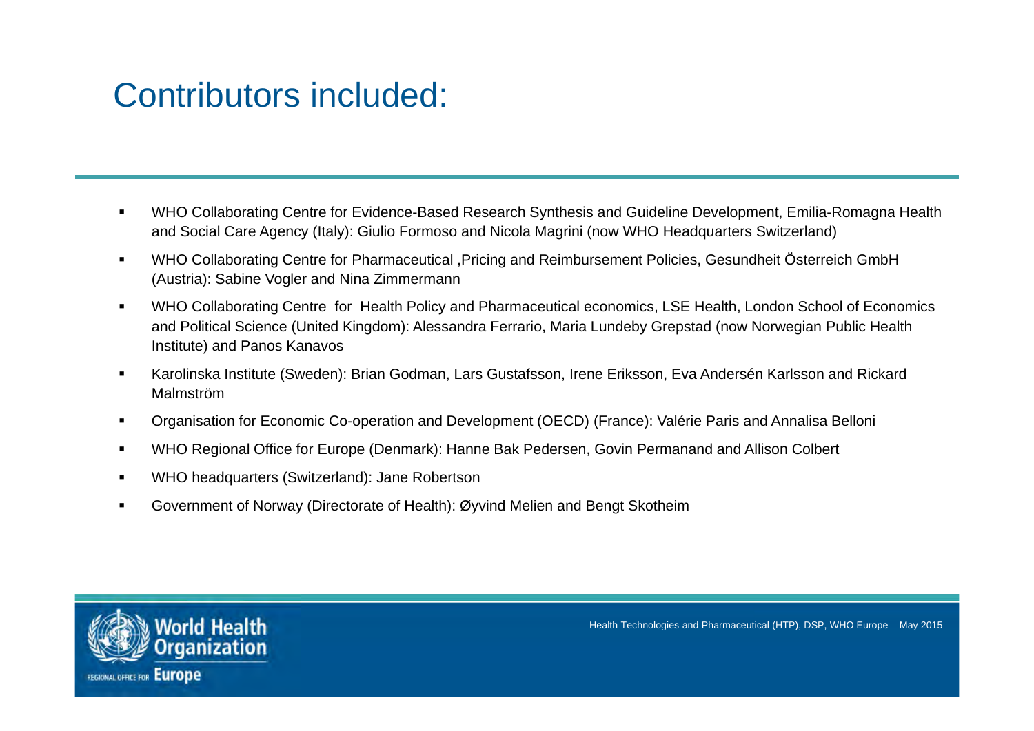# Contributors included:

- WHO Collaborating Centre for Evidence-Based Research Synthesis and Guideline Development, Emilia-Romagna Health and Social Care Agency (Italy): Giulio Formoso and Nicola Magrini (now WHO Headquarters Switzerland)
- WHO Collaborating Centre for Pharmaceutical ,Pricing and Reimbursement Policies, Gesundheit Österreich GmbH (Austria): Sabine Vogler and Nina Zimmermann
- WHO Collaborating Centre for Health Policy and Pharmaceutical economics, LSE Health, London School of Economics and Political Science (United Kingdom): Alessandra Ferrario, Maria Lundeby Grepstad (now Norwegian Public Health Institute) and Panos Kanavos
- Karolinska Institute (Sweden): Brian Godman, Lars Gustafsson, Irene Eriksson, Eva Andersén Karlsson and Rickard Malmström
- Organisation for Economic Co-operation and Development (OECD) (France): Valérie Paris and Annalisa Belloni
- WHO Regional Office for Europe (Denmark): Hanne Bak Pedersen, Govin Permanand and Allison Colbert
- WHO headquarters (Switzerland): Jane Robertson
- Government of Norway (Directorate of Health): Øyvind Melien and Bengt Skotheim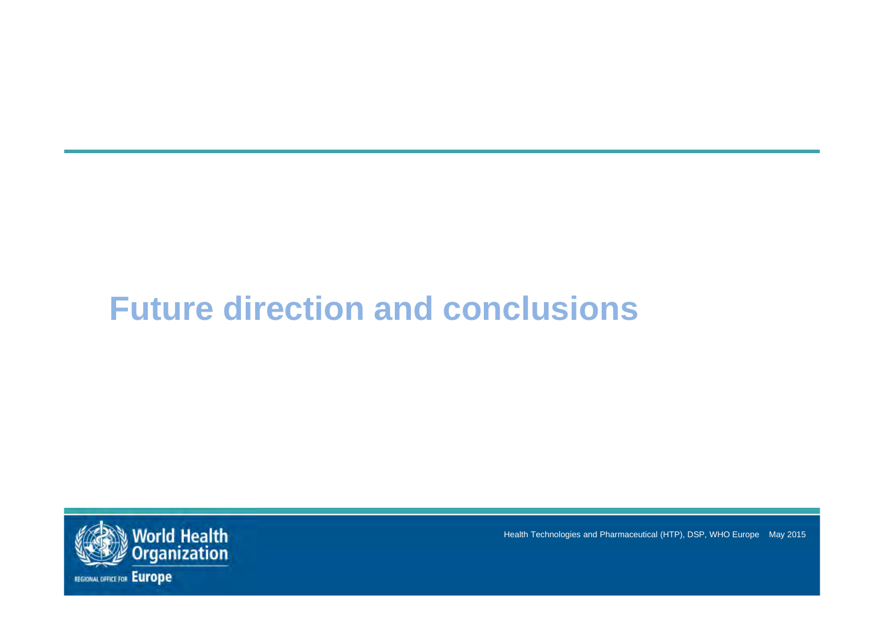# Future direction and conclusions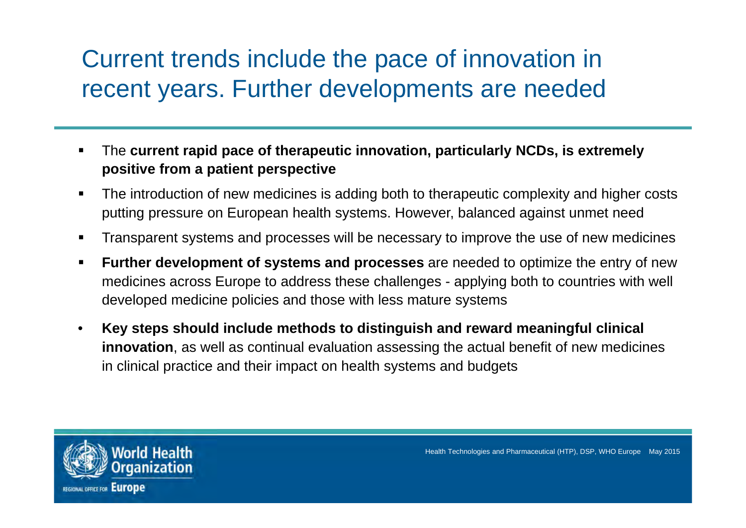# Current trends include the pace of innovation in recent years. Further developments are needed

- The **current rapid pace of therapeutic innovation, particularly NCDs, is extremely positive from a patient perspective**
- The introduction of new medicines is adding both to therapeutic complexity and higher costs putting pressure on European health systems. However, balanced against unmet need
- Transparent systems and processes will be necessary to improve the use of new medicines
- **Further development of systems and processes** are needed to optimize the entry of new medicines across Europe to address these challenges - applying both to countries with well developed medicine policies and those with less mature systems
- **Key steps should include methods to distinguish and reward meaningful clinical innovation**, as well as continual evaluation assessing the actual benefit of new medicines in clinical practice and their impact on health systems and budgets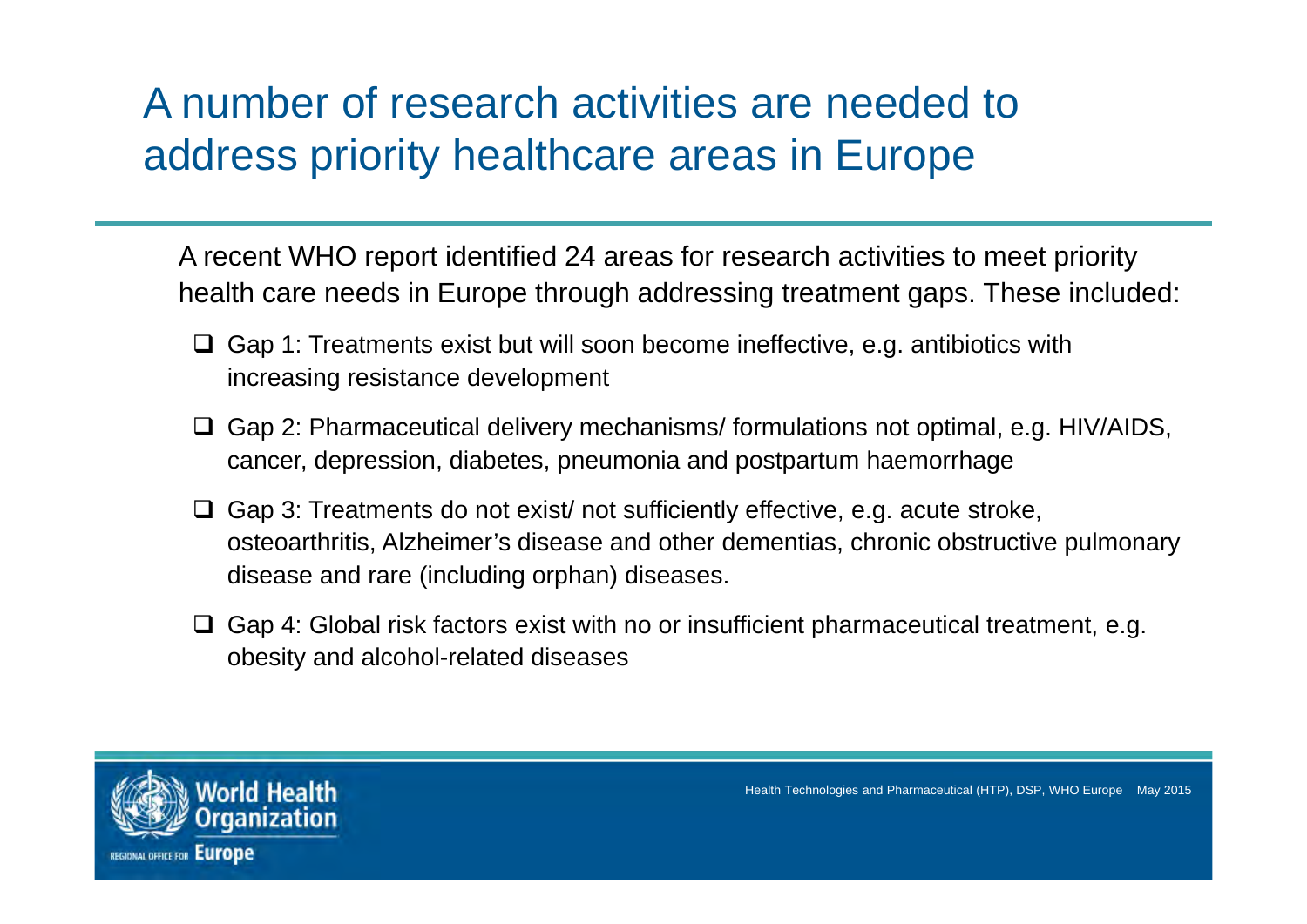# A number of research activities are needed to address priority healthcare areas in Europe

A recent WHO report identified 24 areas for research activities to meet priority health care needs in Europe through addressing treatment gaps. These included:

- Gap 1: Treatments exist but will soon become ineffective, e.g. antibiotics with increasing resistance development
- Gap 2: Pharmaceutical delivery mechanisms/ formulations not optimal, e.g. HIV/AIDS, cancer, depression, diabetes, pneumonia and postpartum haemorrhage
- Gap 3: Treatments do not exist/ not sufficiently effective, e.g. acute stroke, osteoarthritis, Alzheimer's disease and other dementias, chronic obstructive pulmonary disease and rare (including orphan) diseases.
- Gap 4: Global risk factors exist with no or insufficient pharmaceutical treatment, e.g. obesity and alcohol-related diseases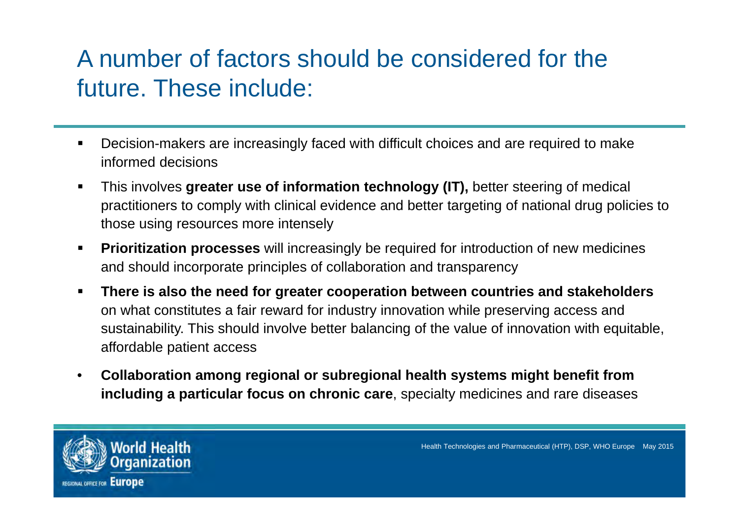# A number of factors should be considered for the future. These include:

- Decision-makers are increasingly faced with difficult choices and are required to make informed decisions
- This involves **greater use of information technology (IT),** better steering of medical practitioners to comply with clinical evidence and better targeting of national drug policies to those using resources more intensely
- **Prioritization processes** will increasingly be required for introduction of new medicines and should incorporate principles of collaboration and transparency
- **There is also the need for greater cooperation between countries and stakeholders** on what constitutes a fair reward for industry innovation while preserving access and sustainability. This should involve better balancing of the value of innovation with equitable, affordable patient access
- **Collaboration among regional or subregional health systems might benefit from including a particular focus on chronic care**, specialty medicines and rare diseases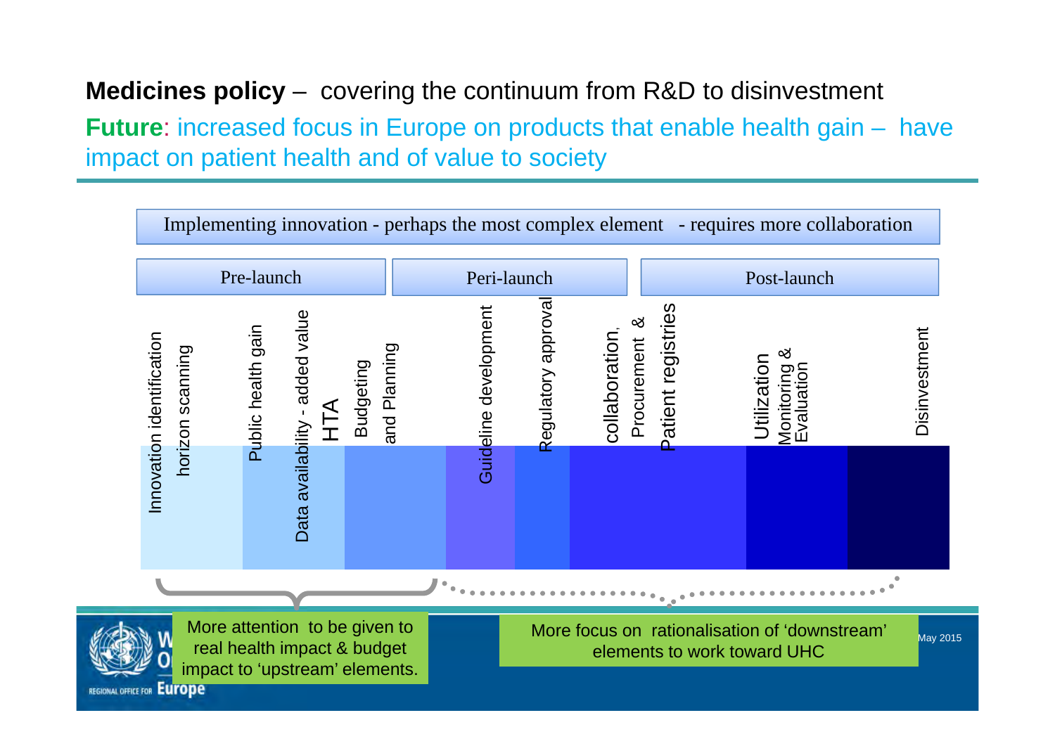**Medicines policy** – covering the continuum from R&D to disinvestment

**Future**: increased focus in Europe on products that enable health gain – have impact on patient health and of value to society

Implementing innovation - perhaps the most complex element - requires more collaboration

| Pre-launch | | | Peri-launch | | Post-launch | | |
|---|---|---|---|---|---|---|---|
| Innovation identification horizon scanning | Public health gain; Data availability - added value HTA | Budgeting and Planning | Guideline development | Regulatory approval | collaboration, Procurement & Patient registries | Utilization Monitoring & Evaluation | Disinvestment |

More attention to be given to real health impact & budget impact to 'upstream' elements.

More focus on rationalisation of 'downstream' elements to work toward UHC

May 2015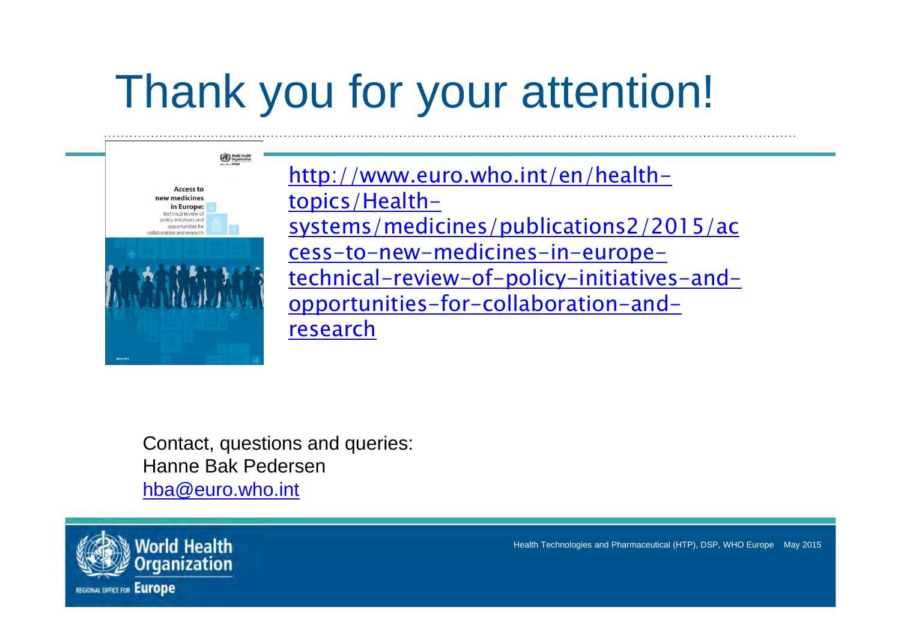# Thank you for your attention!

[http://www.euro.who.int/en/health-topics/Health-systems/medicines/publications2/2015/access-to-new-medicines-in-europe-technical-review-of-policy-initiatives-and-opportunities-for-collaboration-and-research](http://www.euro.who.int/en/health-topics/Health-systems/medicines/publications2/2015/access-to-new-medicines-in-europe-technical-review-of-policy-initiatives-and-opportunities-for-collaboration-and-research)

Contact, questions and queries:
Hanne Bak Pedersen
[hba@euro.who.int](mailto:hba@euro.who.int)